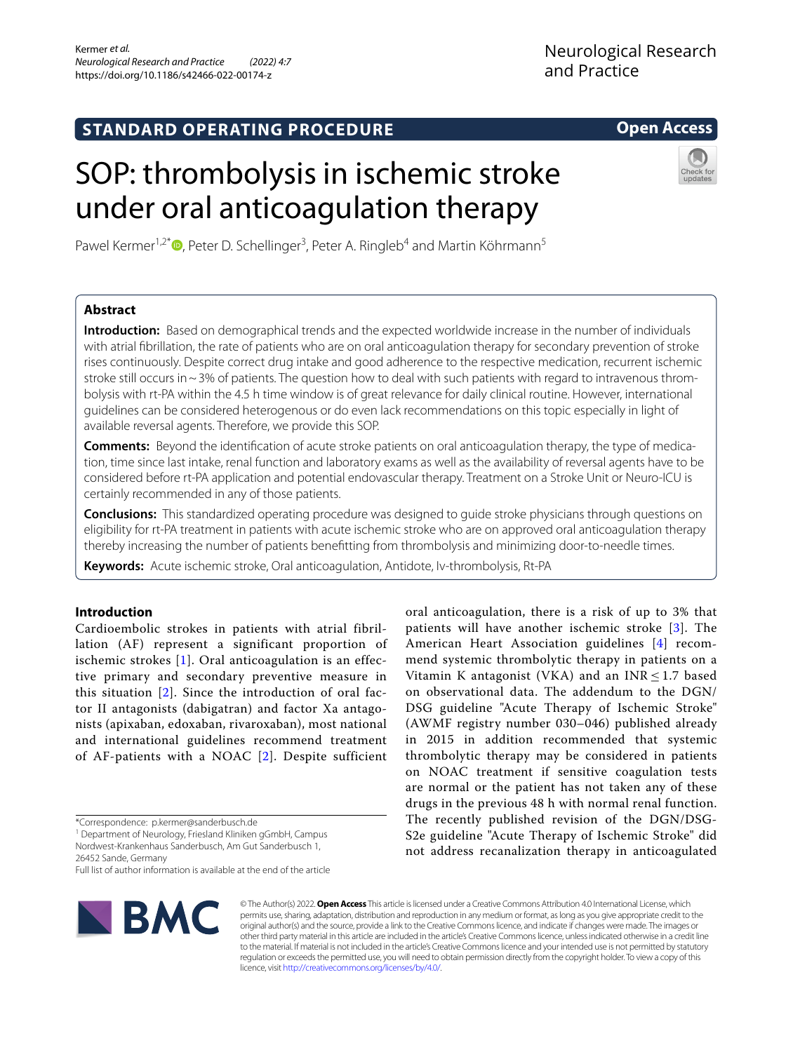STANDARD OPERATING PROCEDURE

Open Access

# SOP: thrombolysis in ischemic stroke under oral anticoagulation therapy

Pawel Kermer[1,2*], Peter D. Schellinger[3], Peter A. Ringleb[4] and Martin Köhrmann[5]

## Abstract

**Introduction:** Based on demographical trends and the expected worldwide increase in the number of individuals with atrial fibrillation, the rate of patients who are on oral anticoagulation therapy for secondary prevention of stroke rises continuously. Despite correct drug intake and good adherence to the respective medication, recurrent ischemic stroke still occurs in ~3% of patients. The question how to deal with such patients with regard to intravenous thrombolysis with rt-PA within the 4.5 h time window is of great relevance for daily clinical routine. However, international guidelines can be considered heterogenous or do even lack recommendations on this topic especially in light of available reversal agents. Therefore, we provide this SOP.

**Comments:** Beyond the identification of acute stroke patients on oral anticoagulation therapy, the type of medication, time since last intake, renal function and laboratory exams as well as the availability of reversal agents have to be considered before rt-PA application and potential endovascular therapy. Treatment on a Stroke Unit or Neuro-ICU is certainly recommended in any of those patients.

**Conclusions:** This standardized operating procedure was designed to guide stroke physicians through questions on eligibility for rt-PA treatment in patients with acute ischemic stroke who are on approved oral anticoagulation therapy thereby increasing the number of patients benefitting from thrombolysis and minimizing door-to-needle times.

**Keywords:** Acute ischemic stroke, Oral anticoagulation, Antidote, Iv-thrombolysis, Rt-PA

## Introduction

Cardioembolic strokes in patients with atrial fibrillation (AF) represent a significant proportion of ischemic strokes [1]. Oral anticoagulation is an effective primary and secondary preventive measure in this situation [2]. Since the introduction of oral factor II antagonists (dabigatran) and factor Xa antagonists (apixaban, edoxaban, rivaroxaban), most national and international guidelines recommend treatment of AF-patients with a NOAC [2]. Despite sufficient oral anticoagulation, there is a risk of up to 3% that patients will have another ischemic stroke [3]. The American Heart Association guidelines [4] recommend systemic thrombolytic therapy in patients on a Vitamin K antagonist (VKA) and an INR ≤ 1.7 based on observational data. The addendum to the DGN/DSG guideline "Acute Therapy of Ischemic Stroke" (AWMF registry number 030–046) published already in 2015 in addition recommended that systemic thrombolytic therapy may be considered in patients on NOAC treatment if sensitive coagulation tests are normal or the patient has not taken any of these drugs in the previous 48 h with normal renal function. The recently published revision of the DGN/DSG-S2e guideline "Acute Therapy of Ischemic Stroke" did not address recanalization therapy in anticoagulated

*Correspondence: p.kermer@sanderbusch.de
[1] Department of Neurology, Friesland Kliniken gGmbH, Campus Nordwest-Krankenhaus Sanderbusch, Am Gut Sanderbusch 1, 26452 Sande, Germany
Full list of author information is available at the end of the article

© The Author(s) 2022. **Open Access** This article is licensed under a Creative Commons Attribution 4.0 International License, which permits use, sharing, adaptation, distribution and reproduction in any medium or format, as long as you give appropriate credit to the original author(s) and the source, provide a link to the Creative Commons licence, and indicate if changes were made. The images or other third party material in this article are included in the article's Creative Commons licence, unless indicated otherwise in a credit line to the material. If material is not included in the article's Creative Commons licence and your intended use is not permitted by statutory regulation or exceeds the permitted use, you will need to obtain permission directly from the copyright holder. To view a copy of this licence, visit http://creativecommons.org/licenses/by/4.0/.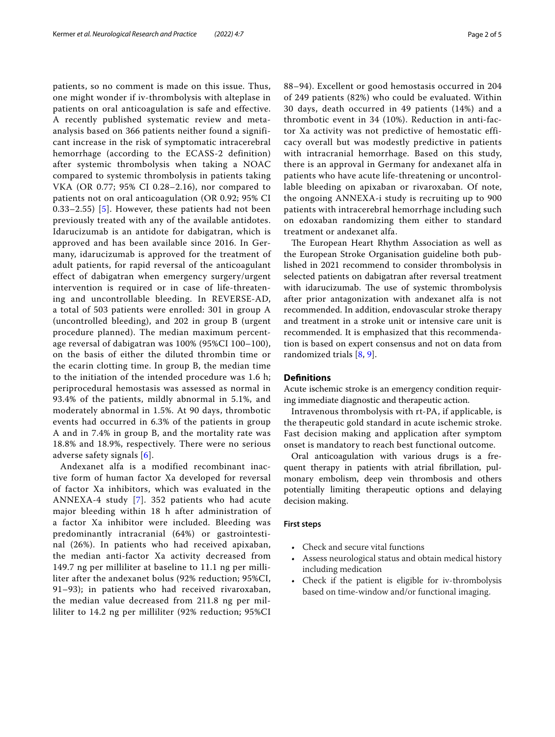patients, so no comment is made on this issue. Thus, one might wonder if iv-thrombolysis with alteplase in patients on oral anticoagulation is safe and effective. A recently published systematic review and meta-analysis based on 366 patients neither found a significant increase in the risk of symptomatic intracerebral hemorrhage (according to the ECASS-2 definition) after systemic thrombolysis when taking a NOAC compared to systemic thrombolysis in patients taking VKA (OR 0.77; 95% CI 0.28–2.16), nor compared to patients not on oral anticoagulation (OR 0.92; 95% CI 0.33–2.55) [5]. However, these patients had not been previously treated with any of the available antidotes. Idarucizumab is an antidote for dabigatran, which is approved and has been available since 2016. In Germany, idarucizumab is approved for the treatment of adult patients, for rapid reversal of the anticoagulant effect of dabigatran when emergency surgery/urgent intervention is required or in case of life-threatening and uncontrollable bleeding. In REVERSE-AD, a total of 503 patients were enrolled: 301 in group A (uncontrolled bleeding), and 202 in group B (urgent procedure planned). The median maximum percentage reversal of dabigatran was 100% (95%CI 100–100), on the basis of either the diluted thrombin time or the ecarin clotting time. In group B, the median time to the initiation of the intended procedure was 1.6 h; periprocedural hemostasis was assessed as normal in 93.4% of the patients, mildly abnormal in 5.1%, and moderately abnormal in 1.5%. At 90 days, thrombotic events had occurred in 6.3% of the patients in group A and in 7.4% in group B, and the mortality rate was 18.8% and 18.9%, respectively. There were no serious adverse safety signals [6].

Andexanet alfa is a modified recombinant inactive form of human factor Xa developed for reversal of factor Xa inhibitors, which was evaluated in the ANNEXA-4 study [7]. 352 patients who had acute major bleeding within 18 h after administration of a factor Xa inhibitor were included. Bleeding was predominantly intracranial (64%) or gastrointestinal (26%). In patients who had received apixaban, the median anti-factor Xa activity decreased from 149.7 ng per milliliter at baseline to 11.1 ng per milliliter after the andexanet bolus (92% reduction; 95%CI, 91–93); in patients who had received rivaroxaban, the median value decreased from 211.8 ng per milliliter to 14.2 ng per milliliter (92% reduction; 95%CI 88–94). Excellent or good hemostasis occurred in 204 of 249 patients (82%) who could be evaluated. Within 30 days, death occurred in 49 patients (14%) and a thrombotic event in 34 (10%). Reduction in anti-factor Xa activity was not predictive of hemostatic efficacy overall but was modestly predictive in patients with intracranial hemorrhage. Based on this study, there is an approval in Germany for andexanet alfa in patients who have acute life-threatening or uncontrollable bleeding on apixaban or rivaroxaban. Of note, the ongoing ANNEXA-i study is recruiting up to 900 patients with intracerebral hemorrhage including such on edoxaban randomizing them either to standard treatment or andexanet alfa.

The European Heart Rhythm Association as well as the European Stroke Organisation guideline both published in 2021 recommend to consider thrombolysis in selected patients on dabigatran after reversal treatment with idarucizumab. The use of systemic thrombolysis after prior antagonization with andexanet alfa is not recommended. In addition, endovascular stroke therapy and treatment in a stroke unit or intensive care unit is recommended. It is emphasized that this recommendation is based on expert consensus and not on data from randomized trials [8, 9].

## Definitions

Acute ischemic stroke is an emergency condition requiring immediate diagnostic and therapeutic action.

Intravenous thrombolysis with rt-PA, if applicable, is the therapeutic gold standard in acute ischemic stroke. Fast decision making and application after symptom onset is mandatory to reach best functional outcome.

Oral anticoagulation with various drugs is a frequent therapy in patients with atrial fibrillation, pulmonary embolism, deep vein thrombosis and others potentially limiting therapeutic options and delaying decision making.

### First steps

- Check and secure vital functions
- Assess neurological status and obtain medical history including medication
- Check if the patient is eligible for iv-thrombolysis based on time-window and/or functional imaging.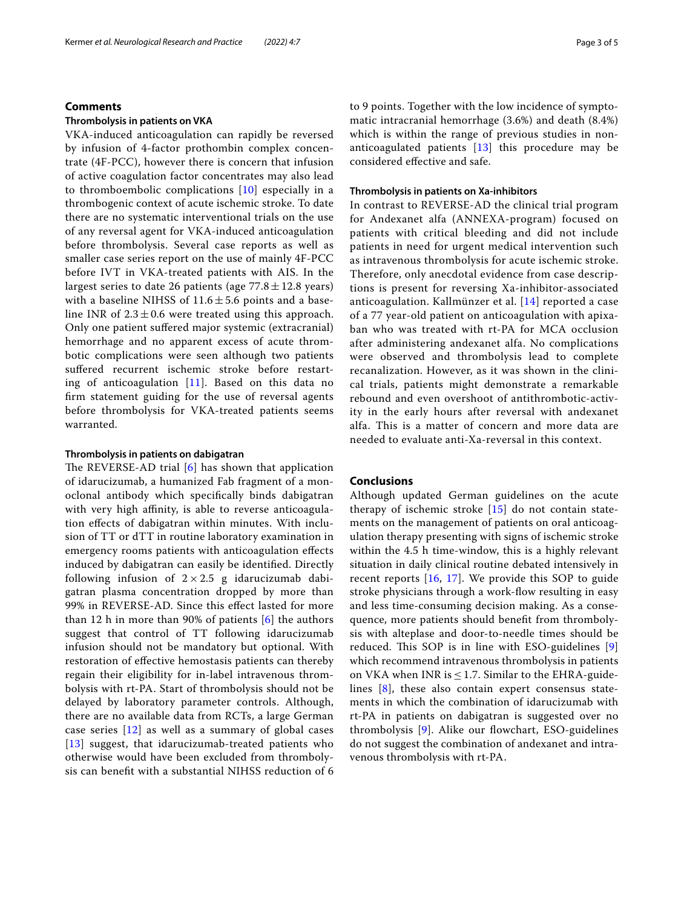## Comments

### Thrombolysis in patients on VKA

VKA-induced anticoagulation can rapidly be reversed by infusion of 4-factor prothombin complex concentrate (4F-PCC), however there is concern that infusion of active coagulation factor concentrates may also lead to thromboembolic complications [10] especially in a thrombogenic context of acute ischemic stroke. To date there are no systematic interventional trials on the use of any reversal agent for VKA-induced anticoagulation before thrombolysis. Several case reports as well as smaller case series report on the use of mainly 4F-PCC before IVT in VKA-treated patients with AIS. In the largest series to date 26 patients (age $77.8 \pm 12.8$ years) with a baseline NIHSS of $11.6 \pm 5.6$ points and a baseline INR of $2.3 \pm 0.6$ were treated using this approach. Only one patient suffered major systemic (extracranial) hemorrhage and no apparent excess of acute thrombotic complications were seen although two patients suffered recurrent ischemic stroke before restarting of anticoagulation [11]. Based on this data no firm statement guiding for the use of reversal agents before thrombolysis for VKA-treated patients seems warranted.

### Thrombolysis in patients on dabigatran

The REVERSE-AD trial [6] has shown that application of idarucizumab, a humanized Fab fragment of a monoclonal antibody which specifically binds dabigatran with very high affinity, is able to reverse anticoagulation effects of dabigatran within minutes. With inclusion of TT or dTT in routine laboratory examination in emergency rooms patients with anticoagulation effects induced by dabigatran can easily be identified. Directly following infusion of $2 \times 2.5$ g idarucizumab dabigatran plasma concentration dropped by more than 99% in REVERSE-AD. Since this effect lasted for more than 12 h in more than 90% of patients [6] the authors suggest that control of TT following idarucizumab infusion should not be mandatory but optional. With restoration of effective hemostasis patients can thereby regain their eligibility for in-label intravenous thrombolysis with rt-PA. Start of thrombolysis should not be delayed by laboratory parameter controls. Although, there are no available data from RCTs, a large German case series [12] as well as a summary of global cases [13] suggest, that idarucizumab-treated patients who otherwise would have been excluded from thrombolysis can benefit with a substantial NIHSS reduction of 6 to 9 points. Together with the low incidence of symptomatic intracranial hemorrhage (3.6%) and death (8.4%) which is within the range of previous studies in non-anticoagulated patients [13] this procedure may be considered effective and safe.

### Thrombolysis in patients on Xa-inhibitors

In contrast to REVERSE-AD the clinical trial program for Andexanet alfa (ANNEXA-program) focused on patients with critical bleeding and did not include patients in need for urgent medical intervention such as intravenous thrombolysis for acute ischemic stroke. Therefore, only anecdotal evidence from case descriptions is present for reversing Xa-inhibitor-associated anticoagulation. Kallmünzer et al. [14] reported a case of a 77 year-old patient on anticoagulation with apixaban who was treated with rt-PA for MCA occlusion after administering andexanet alfa. No complications were observed and thrombolysis lead to complete recanalization. However, as it was shown in the clinical trials, patients might demonstrate a remarkable rebound and even overshoot of antithrombotic-activity in the early hours after reversal with andexanet alfa. This is a matter of concern and more data are needed to evaluate anti-Xa-reversal in this context.

## Conclusions

Although updated German guidelines on the acute therapy of ischemic stroke [15] do not contain statements on the management of patients on oral anticoagulation therapy presenting with signs of ischemic stroke within the 4.5 h time-window, this is a highly relevant situation in daily clinical routine debated intensively in recent reports [16, 17]. We provide this SOP to guide stroke physicians through a work-flow resulting in easy and less time-consuming decision making. As a consequence, more patients should benefit from thrombolysis with alteplase and door-to-needle times should be reduced. This SOP is in line with ESO-guidelines [9] which recommend intravenous thrombolysis in patients on VKA when INR is $\leq 1.7$. Similar to the EHRA-guidelines [8], these also contain expert consensus statements in which the combination of idarucizumab with rt-PA in patients on dabigatran is suggested over no thrombolysis [9]. Alike our flowchart, ESO-guidelines do not suggest the combination of andexanet and intravenous thrombolysis with rt-PA.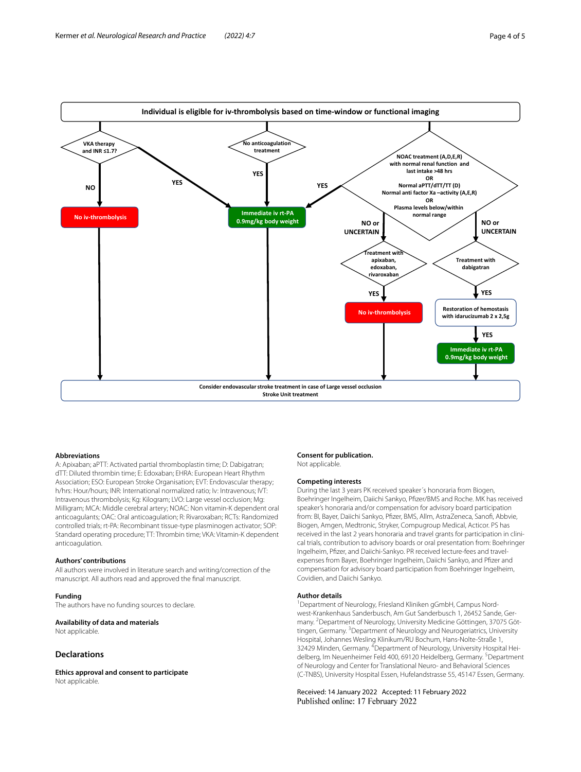Individual is eligible for iv-thrombolysis based on time-window or functional imaging

VKA therapy and INR ≤1.7?

No anticoagulation treatment

NOAC treatment (A,D,E,R) with normal renal function and last intake >48 hrs OR Normal aPTT/dTT/TT (D) Normal anti factor Xa –activity (A,E,R) OR Plasma levels below/within normal range

NO

YES

YES

YES

No iv-thrombolysis

Immediate iv rt-PA 0.9mg/kg body weight

NO or UNCERTAIN

NO or UNCERTAIN

Treatment with apixaban, edoxaban, rivaroxaban

Treatment with dabigatran

YES

YES

No iv-thrombolysis

Restoration of hemostasis with idarucizumab 2 x 2,5g

YES

Immediate iv rt-PA 0.9mg/kg body weight

Consider endovascular stroke treatment in case of Large vessel occlusion
Stroke Unit treatment

**Abbreviations**

A: Apixaban; aPTT: Activated partial thromboplastin time; D: Dabigatran; dTT: Diluted thrombin time; E: Edoxaban; EHRA: European Heart Rhythm Association; ESO: European Stroke Organisation; EVT: Endovascular therapy; h/hrs: Hour/hours; INR: International normalized ratio; Iv: Intravenous; IVT: Intravenous thrombolysis; Kg: Kilogram; LVO: Large vessel occlusion; Mg: Milligram; MCA: Middle cerebral artery; NOAC: Non vitamin-K dependent oral anticoagulants; OAC: Oral anticoagulation; R: Rivaroxaban; RCTs: Randomized controlled trials; rt-PA: Recombinant tissue-type plasminogen activator; SOP: Standard operating procedure; TT: Thrombin time; VKA: Vitamin-K dependent anticoagulation.

**Authors' contributions**

All authors were involved in literature search and writing/correction of the manuscript. All authors read and approved the final manuscript.

**Funding**

The authors have no funding sources to declare.

**Availability of data and materials**

Not applicable.

## Declarations

**Ethics approval and consent to participate**

Not applicable.

**Consent for publication.**

Not applicable.

**Competing interests**

During the last 3 years PK received speaker´s honoraria from Biogen, Boehringer Ingelheim, Daiichi Sankyo, Pfizer/BMS and Roche. MK has received speaker's honoraria and/or compensation for advisory board participation from: BI, Bayer, Daiichi Sankyo, Pfizer, BMS, Allm, AstraZeneca, Sanofi, Abbvie, Biogen, Amgen, Medtronic, Stryker, Compugroup Medical, Acticor. PS has received in the last 2 years honoraria and travel grants for participation in clinical trials, contribution to advisory boards or oral presentation from: Boehringer Ingelheim, Pfizer, and Daiichi-Sankyo. PR received lecture-fees and travel-expenses from Bayer, Boehringer Ingelheim, Daiichi Sankyo, and Pfizer and compensation for advisory board participation from Boehringer Ingelheim, Covidien, and Daiichi Sankyo.

**Author details**

[1]Department of Neurology, Friesland Kliniken gGmbH, Campus Nordwest-Krankenhaus Sanderbusch, Am Gut Sanderbusch 1, 26452 Sande, Germany. [2]Department of Neurology, University Medicine Göttingen, 37075 Göttingen, Germany. [3]Department of Neurology and Neurogeriatrics, University Hospital, Johannes Wesling Klinikum/RU Bochum, Hans-Nolte-Straße 1, 32429 Minden, Germany. [4]Department of Neurology, University Hospital Heidelberg, Im Neuenheimer Feld 400, 69120 Heidelberg, Germany. [5]Department of Neurology and Center for Translational Neuro- and Behavioral Sciences (C-TNBS), University Hospital Essen, Hufelandstrasse 55, 45147 Essen, Germany.

Received: 14 January 2022 Accepted: 11 February 2022
Published online: 17 February 2022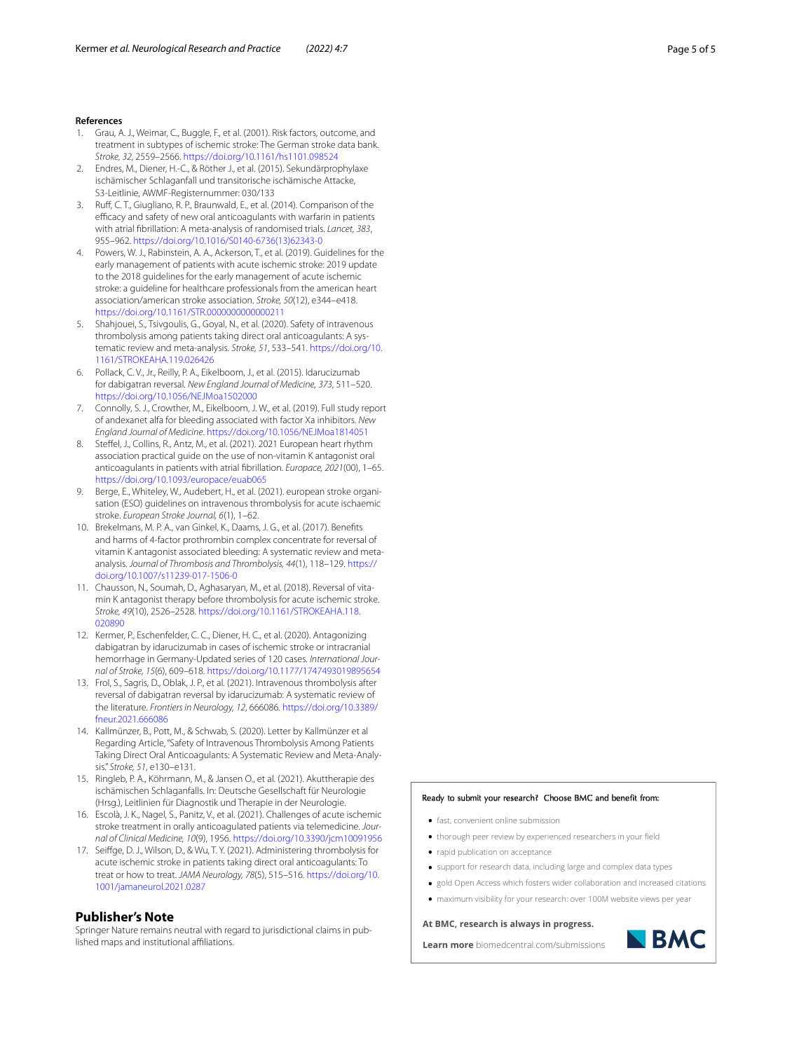## References

1. Grau, A. J., Weimar, C., Buggle, F., et al. (2001). Risk factors, outcome, and treatment in subtypes of ischemic stroke: The German stroke data bank. *Stroke, 32*, 2559–2566. https://doi.org/10.1161/hs1101.098524
2. Endres, M., Diener, H.-C., & Röther J., et al. (2015). Sekundärprophylaxe ischämischer Schlaganfall und transitorische ischämische Attacke, S3-Leitlinie, AWMF-Registernummer: 030/133
3. Ruff, C. T., Giugliano, R. P., Braunwald, E., et al. (2014). Comparison of the efficacy and safety of new oral anticoagulants with warfarin in patients with atrial fibrillation: A meta-analysis of randomised trials. *Lancet, 383*, 955–962. https://doi.org/10.1016/S0140-6736(13)62343-0
4. Powers, W. J., Rabinstein, A. A., Ackerson, T., et al. (2019). Guidelines for the early management of patients with acute ischemic stroke: 2019 update to the 2018 guidelines for the early management of acute ischemic stroke: a guideline for healthcare professionals from the american heart association/american stroke association. *Stroke, 50*(12), e344–e418. https://doi.org/10.1161/STR.0000000000000211
5. Shahjouei, S., Tsivgoulis, G., Goyal, N., et al. (2020). Safety of intravenous thrombolysis among patients taking direct oral anticoagulants: A systematic review and meta-analysis. *Stroke, 51*, 533–541. https://doi.org/10.1161/STROKEAHA.119.026426
6. Pollack, C. V., Jr., Reilly, P. A., Eikelboom, J., et al. (2015). Idarucizumab for dabigatran reversal. *New England Journal of Medicine, 373*, 511–520. https://doi.org/10.1056/NEJMoa1502000
7. Connolly, S. J., Crowther, M., Eikelboom, J. W., et al. (2019). Full study report of andexanet alfa for bleeding associated with factor Xa inhibitors. *New England Journal of Medicine*. https://doi.org/10.1056/NEJMoa1814051
8. Steffel, J., Collins, R., Antz, M., et al. (2021). 2021 European heart rhythm association practical guide on the use of non-vitamin K antagonist oral anticoagulants in patients with atrial fibrillation. *Europace, 2021*(00), 1–65. https://doi.org/10.1093/europace/euab065
9. Berge, E., Whiteley, W., Audebert, H., et al. (2021). european stroke organisation (ESO) guidelines on intravenous thrombolysis for acute ischaemic stroke. *European Stroke Journal, 6*(1), 1–62.
10. Brekelmans, M. P. A., van Ginkel, K., Daams, J. G., et al. (2017). Benefits and harms of 4-factor prothrombin complex concentrate for reversal of vitamin K antagonist associated bleeding: A systematic review and meta-analysis. *Journal of Thrombosis and Thrombolysis, 44*(1), 118–129. https://doi.org/10.1007/s11239-017-1506-0
11. Chausson, N., Soumah, D., Aghasaryan, M., et al. (2018). Reversal of vitamin K antagonist therapy before thrombolysis for acute ischemic stroke. *Stroke, 49*(10), 2526–2528. https://doi.org/10.1161/STROKEAHA.118.020890
12. Kermer, P., Eschenfelder, C. C., Diener, H. C., et al. (2020). Antagonizing dabigatran by idarucizumab in cases of ischemic stroke or intracranial hemorrhage in Germany-Updated series of 120 cases. *International Journal of Stroke, 15*(6), 609–618. https://doi.org/10.1177/1747493019895654
13. Frol, S., Sagris, D., Oblak, J. P., et al. (2021). Intravenous thrombolysis after reversal of dabigatran reversal by idarucizumab: A systematic review of the literature. *Frontiers in Neurology, 12*, 666086. https://doi.org/10.3389/fneur.2021.666086
14. Kallmünzer, B., Pott, M., & Schwab, S. (2020). Letter by Kallmünzer et al Regarding Article, "Safety of Intravenous Thrombolysis Among Patients Taking Direct Oral Anticoagulants: A Systematic Review and Meta-Analysis." *Stroke, 51*, e130–e131.
15. Ringleb, P. A., Köhrmann, M., & Jansen O., et al. (2021). Akuttherapie des ischämischen Schlaganfalls. In: Deutsche Gesellschaft für Neurologie (Hrsg.), Leitlinien für Diagnostik und Therapie in der Neurologie.
16. Escolà, J. K., Nagel, S., Panitz, V., et al. (2021). Challenges of acute ischemic stroke treatment in orally anticoagulated patients via telemedicine. *Journal of Clinical Medicine, 10*(9), 1956. https://doi.org/10.3390/jcm10091956
17. Seiffge, D. J., Wilson, D., & Wu, T. Y. (2021). Administering thrombolysis for acute ischemic stroke in patients taking direct oral anticoagulants: To treat or how to treat. *JAMA Neurology, 78*(5), 515–516. https://doi.org/10.1001/jamaneurol.2021.0287

## Publisher's Note

Springer Nature remains neutral with regard to jurisdictional claims in published maps and institutional affiliations.

Ready to submit your research? Choose BMC and benefit from:

- fast, convenient online submission
- thorough peer review by experienced researchers in your field
- rapid publication on acceptance
- support for research data, including large and complex data types
- gold Open Access which fosters wider collaboration and increased citations
- maximum visibility for your research: over 100M website views per year

**At BMC, research is always in progress.**

**Learn more** biomedcentral.com/submissions

BMC